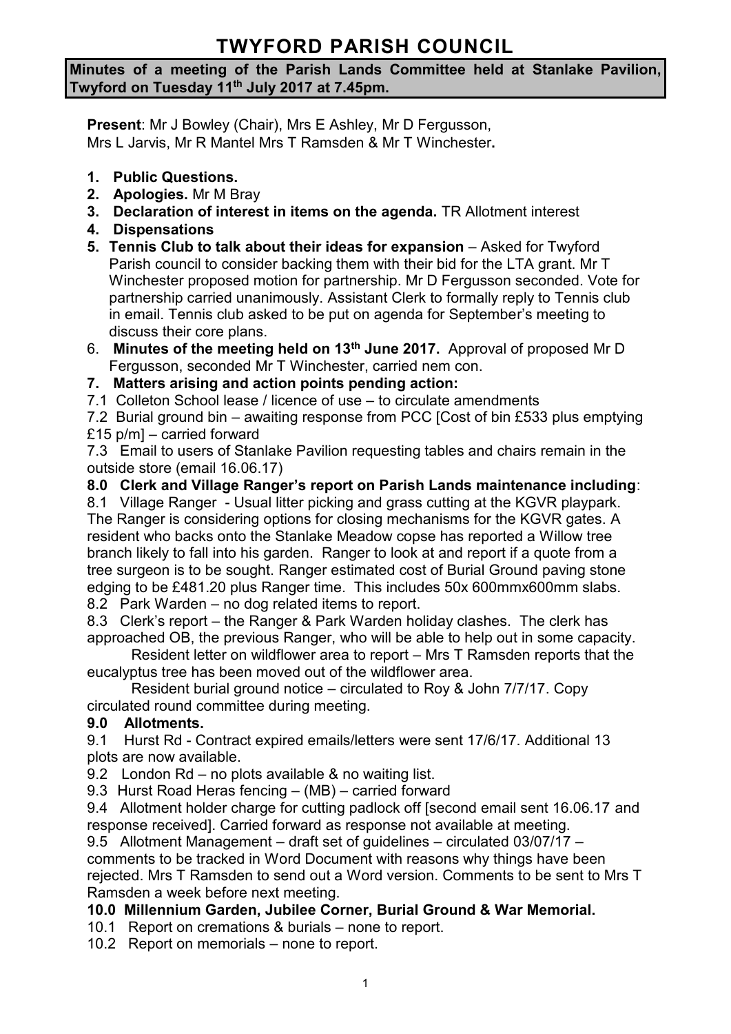# TWYFORD PARISH COUNCIL

**Minutes of a meeting of the Parish Lands Committee held at Stanlake Pavilion, Twyford on Tuesday 11th July 2017 at 7.45pm.**

**Present**: Mr J Bowley (Chair), Mrs E Ashley, Mr D Fergusson, Mrs L Jarvis, Mr R Mantel Mrs T Ramsden & Mr T Winchester**.**

1. **Public Questions.**
2. **Apologies.** Mr M Bray
3. **Declaration of interest in items on the agenda.** TR Allotment interest
4. **Dispensations**
5. **Tennis Club to talk about their ideas for expansion** – Asked for Twyford Parish council to consider backing them with their bid for the LTA grant. Mr T Winchester proposed motion for partnership. Mr D Fergusson seconded. Vote for partnership carried unanimously. Assistant Clerk to formally reply to Tennis club in email. Tennis club asked to be put on agenda for September's meeting to discuss their core plans.
6. **Minutes of the meeting held on 13th June 2017.** Approval of proposed Mr D Fergusson, seconded Mr T Winchester, carried nem con.
7. **Matters arising and action points pending action:**

7.1 Colleton School lease / licence of use – to circulate amendments

7.2 Burial ground bin – awaiting response from PCC [Cost of bin £533 plus emptying £15 p/m] – carried forward

7.3 Email to users of Stanlake Pavilion requesting tables and chairs remain in the outside store (email 16.06.17)

**8.0 Clerk and Village Ranger's report on Parish Lands maintenance including**:

8.1 Village Ranger - Usual litter picking and grass cutting at the KGVR playpark. The Ranger is considering options for closing mechanisms for the KGVR gates. A resident who backs onto the Stanlake Meadow copse has reported a Willow tree branch likely to fall into his garden. Ranger to look at and report if a quote from a tree surgeon is to be sought. Ranger estimated cost of Burial Ground paving stone edging to be £481.20 plus Ranger time. This includes 50x 600mmx600mm slabs.

8.2 Park Warden – no dog related items to report.

8.3 Clerk's report – the Ranger & Park Warden holiday clashes. The clerk has approached OB, the previous Ranger, who will be able to help out in some capacity.

Resident letter on wildflower area to report – Mrs T Ramsden reports that the eucalyptus tree has been moved out of the wildflower area.

Resident burial ground notice – circulated to Roy & John 7/7/17. Copy circulated round committee during meeting.

**9.0 Allotments.**

9.1 Hurst Rd - Contract expired emails/letters were sent 17/6/17. Additional 13 plots are now available.

9.2 London Rd – no plots available & no waiting list.

9.3 Hurst Road Heras fencing – (MB) – carried forward

9.4 Allotment holder charge for cutting padlock off [second email sent 16.06.17 and response received]. Carried forward as response not available at meeting.

9.5 Allotment Management – draft set of guidelines – circulated 03/07/17 – comments to be tracked in Word Document with reasons why things have been rejected. Mrs T Ramsden to send out a Word version. Comments to be sent to Mrs T Ramsden a week before next meeting.

**10.0 Millennium Garden, Jubilee Corner, Burial Ground & War Memorial.**

10.1 Report on cremations & burials – none to report.

10.2 Report on memorials – none to report.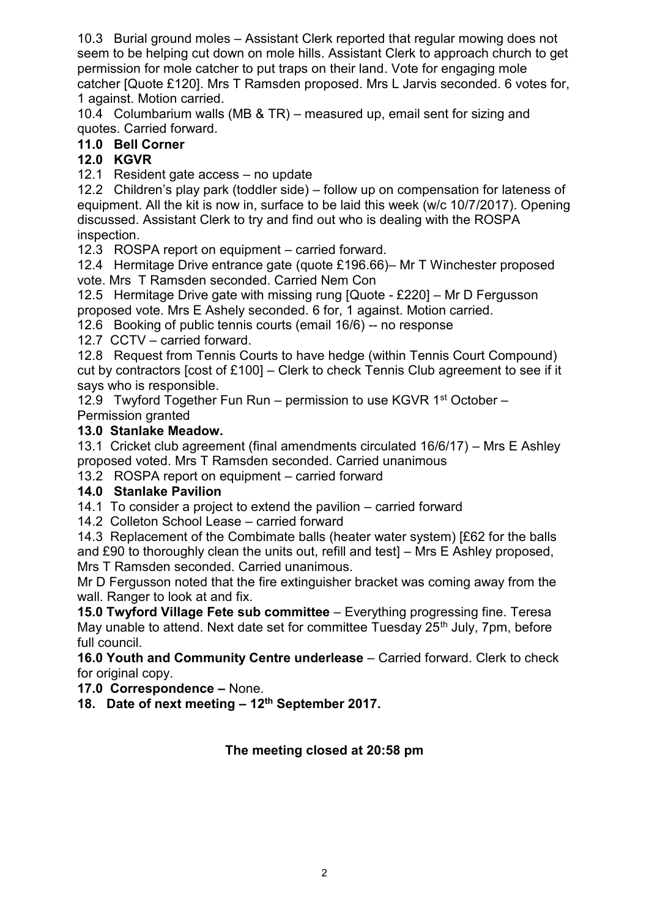10.3 Burial ground moles – Assistant Clerk reported that regular mowing does not seem to be helping cut down on mole hills. Assistant Clerk to approach church to get permission for mole catcher to put traps on their land. Vote for engaging mole catcher [Quote £120]. Mrs T Ramsden proposed. Mrs L Jarvis seconded. 6 votes for, 1 against. Motion carried.

10.4 Columbarium walls (MB & TR) – measured up, email sent for sizing and quotes. Carried forward.

**11.0 Bell Corner**

**12.0 KGVR**

12.1 Resident gate access – no update

12.2 Children's play park (toddler side) – follow up on compensation for lateness of equipment. All the kit is now in, surface to be laid this week (w/c 10/7/2017). Opening discussed. Assistant Clerk to try and find out who is dealing with the ROSPA inspection.

12.3 ROSPA report on equipment – carried forward.

12.4 Hermitage Drive entrance gate (quote £196.66)– Mr T Winchester proposed vote. Mrs T Ramsden seconded. Carried Nem Con

12.5 Hermitage Drive gate with missing rung [Quote - £220] – Mr D Fergusson proposed vote. Mrs E Ashely seconded. 6 for, 1 against. Motion carried.

12.6 Booking of public tennis courts (email 16/6) -- no response

12.7 CCTV – carried forward.

12.8 Request from Tennis Courts to have hedge (within Tennis Court Compound) cut by contractors [cost of £100] – Clerk to check Tennis Club agreement to see if it says who is responsible.

12.9 Twyford Together Fun Run – permission to use KGVR 1st October – Permission granted

**13.0 Stanlake Meadow.**

13.1 Cricket club agreement (final amendments circulated 16/6/17) – Mrs E Ashley proposed voted. Mrs T Ramsden seconded. Carried unanimous

13.2 ROSPA report on equipment – carried forward

**14.0 Stanlake Pavilion**

14.1 To consider a project to extend the pavilion – carried forward

14.2 Colleton School Lease – carried forward

14.3 Replacement of the Combimate balls (heater water system) [£62 for the balls and £90 to thoroughly clean the units out, refill and test] – Mrs E Ashley proposed, Mrs T Ramsden seconded. Carried unanimous.

Mr D Fergusson noted that the fire extinguisher bracket was coming away from the wall. Ranger to look at and fix.

**15.0 Twyford Village Fete sub committee** – Everything progressing fine. Teresa May unable to attend. Next date set for committee Tuesday 25th July, 7pm, before full council.

**16.0 Youth and Community Centre underlease** – Carried forward. Clerk to check for original copy.

**17.0 Correspondence –** None.

**18. Date of next meeting – 12th September 2017.**

**The meeting closed at 20:58 pm**